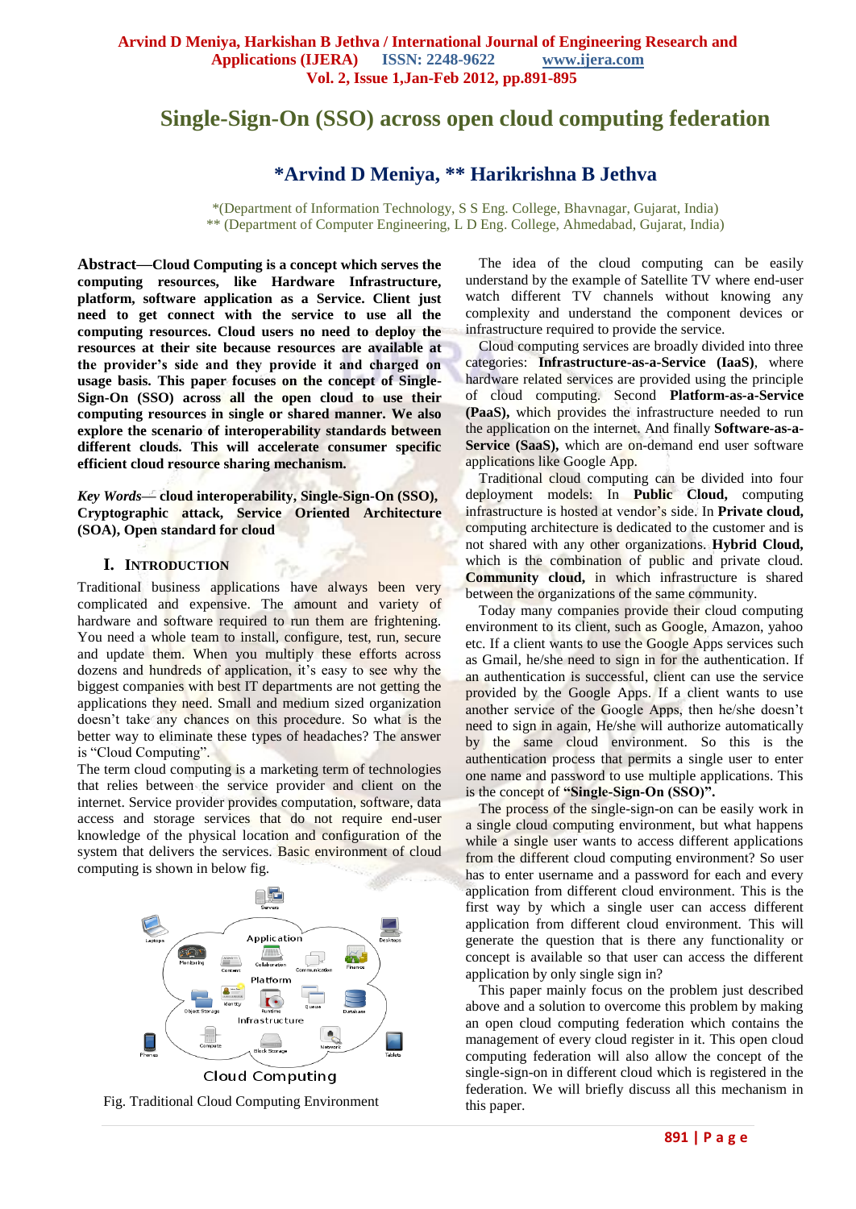# Single-Sign-On (SSO) across open cloud computing federation

## *Arvind D Meniya, ** Harikrishna B Jethva

*(Department of Information Technology, S S Eng. College, Bhavnagar, Gujarat, India)
** (Department of Computer Engineering, L D Eng. College, Ahmedabad, Gujarat, India)

**Abstract—Cloud Computing is a concept which serves the computing resources, like Hardware Infrastructure, platform, software application as a Service. Client just need to get connect with the service to use all the computing resources. Cloud users no need to deploy the resources at their site because resources are available at the provider's side and they provide it and charged on usage basis. This paper focuses on the concept of Single-Sign-On (SSO) across all the open cloud to use their computing resources in single or shared manner. We also explore the scenario of interoperability standards between different clouds. This will accelerate consumer specific efficient cloud resource sharing mechanism.**

*Key Words*— **cloud interoperability, Single-Sign-On (SSO), Cryptographic attack, Service Oriented Architecture (SOA), Open standard for cloud**

## I. INTRODUCTION

Traditional business applications have always been very complicated and expensive. The amount and variety of hardware and software required to run them are frightening. You need a whole team to install, configure, test, run, secure and update them. When you multiply these efforts across dozens and hundreds of application, it's easy to see why the biggest companies with best IT departments are not getting the applications they need. Small and medium sized organization doesn't take any chances on this procedure. So what is the better way to eliminate these types of headaches? The answer is "Cloud Computing".

The term cloud computing is a marketing term of technologies that relies between the service provider and client on the internet. Service provider provides computation, software, data access and storage services that do not require end-user knowledge of the physical location and configuration of the system that delivers the services. Basic environment of cloud computing is shown in below fig.

Fig. Traditional Cloud Computing Environment

The idea of the cloud computing can be easily understand by the example of Satellite TV where end-user watch different TV channels without knowing any complexity and understand the component devices or infrastructure required to provide the service.

Cloud computing services are broadly divided into three categories: **Infrastructure-as-a-Service (IaaS)**, where hardware related services are provided using the principle of cloud computing. Second **Platform-as-a-Service (PaaS),** which provides the infrastructure needed to run the application on the internet. And finally **Software-as-a-Service (SaaS),** which are on-demand end user software applications like Google App.

Traditional cloud computing can be divided into four deployment models: In **Public Cloud,** computing infrastructure is hosted at vendor's side. In **Private cloud,** computing architecture is dedicated to the customer and is not shared with any other organizations. **Hybrid Cloud,** which is the combination of public and private cloud. **Community cloud,** in which infrastructure is shared between the organizations of the same community.

Today many companies provide their cloud computing environment to its client, such as Google, Amazon, yahoo etc. If a client wants to use the Google Apps services such as Gmail, he/she need to sign in for the authentication. If an authentication is successful, client can use the service provided by the Google Apps. If a client wants to use another service of the Google Apps, then he/she doesn't need to sign in again, He/she will authorize automatically by the same cloud environment. So this is the authentication process that permits a single user to enter one name and password to use multiple applications. This is the concept of **"Single-Sign-On (SSO)".**

The process of the single-sign-on can be easily work in a single cloud computing environment, but what happens while a single user wants to access different applications from the different cloud computing environment? So user has to enter username and a password for each and every application from different cloud environment. This is the first way by which a single user can access different application from different cloud environment. This will generate the question that is there any functionality or concept is available so that user can access the different application by only single sign in?

This paper mainly focus on the problem just described above and a solution to overcome this problem by making an open cloud computing federation which contains the management of every cloud register in it. This open cloud computing federation will also allow the concept of the single-sign-on in different cloud which is registered in the federation. We will briefly discuss all this mechanism in this paper.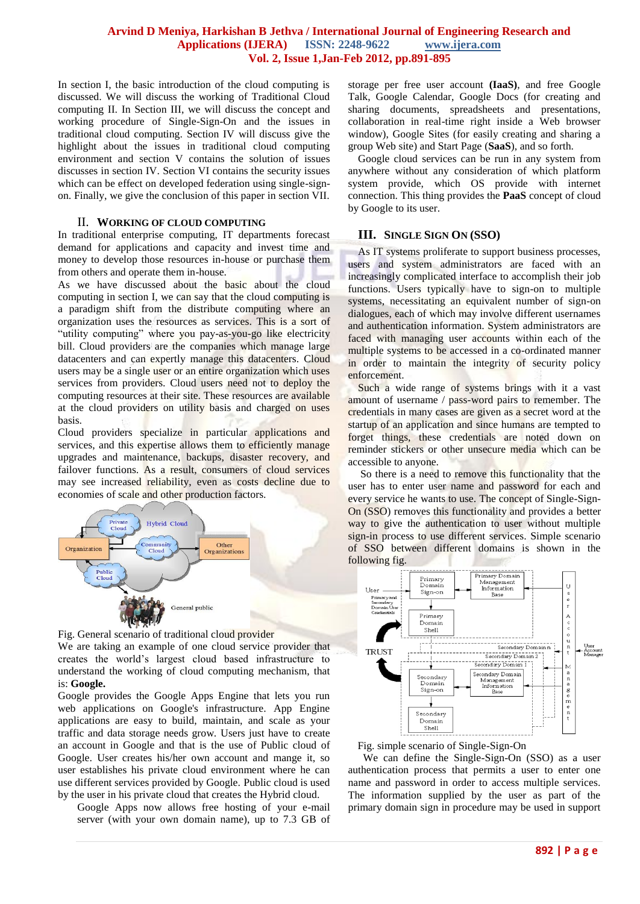In section I, the basic introduction of the cloud computing is discussed. We will discuss the working of Traditional Cloud computing II. In Section III, we will discuss the concept and working procedure of Single-Sign-On and the issues in traditional cloud computing. Section IV will discuss give the highlight about the issues in traditional cloud computing environment and section V contains the solution of issues discusses in section IV. Section VI contains the security issues which can be effect on developed federation using single-sign-on. Finally, we give the conclusion of this paper in section VII.

## II. WORKING OF CLOUD COMPUTING

In traditional enterprise computing, IT departments forecast demand for applications and capacity and invest time and money to develop those resources in-house or purchase them from others and operate them in-house.

As we have discussed about the basic about the cloud computing in section I, we can say that the cloud computing is a paradigm shift from the distribute computing where an organization uses the resources as services. This is a sort of "utility computing" where you pay-as-you-go like electricity bill. Cloud providers are the companies which manage large datacenters and can expertly manage this datacenters. Cloud users may be a single user or an entire organization which uses services from providers. Cloud users need not to deploy the computing resources at their site. These resources are available at the cloud providers on utility basis and charged on uses basis.

Cloud providers specialize in particular applications and services, and this expertise allows them to efficiently manage upgrades and maintenance, backups, disaster recovery, and failover functions. As a result, consumers of cloud services may see increased reliability, even as costs decline due to economies of scale and other production factors.

Fig. General scenario of traditional cloud provider

We are taking an example of one cloud service provider that creates the world's largest cloud based infrastructure to understand the working of cloud computing mechanism, that is: **Google.**

Google provides the Google Apps Engine that lets you run web applications on Google's infrastructure. App Engine applications are easy to build, maintain, and scale as your traffic and data storage needs grow. Users just have to create an account in Google and that is the use of Public cloud of Google. User creates his/her own account and mange it, so user establishes his private cloud environment where he can use different services provided by Google. Public cloud is used by the user in his private cloud that creates the Hybrid cloud.

Google Apps now allows free hosting of your e-mail server (with your own domain name), up to 7.3 GB of storage per free user account **(IaaS)**, and free Google Talk, Google Calendar, Google Docs (for creating and sharing documents, spreadsheets and presentations, collaboration in real-time right inside a Web browser window), Google Sites (for easily creating and sharing a group Web site) and Start Page (**SaaS**), and so forth.

Google cloud services can be run in any system from anywhere without any consideration of which platform system provide, which OS provide with internet connection. This thing provides the **PaaS** concept of cloud by Google to its user.

## III. SINGLE SIGN ON (SSO)

As IT systems proliferate to support business processes, users and system administrators are faced with an increasingly complicated interface to accomplish their job functions. Users typically have to sign-on to multiple systems, necessitating an equivalent number of sign-on dialogues, each of which may involve different usernames and authentication information. System administrators are faced with managing user accounts within each of the multiple systems to be accessed in a co-ordinated manner in order to maintain the integrity of security policy enforcement.

Such a wide range of systems brings with it a vast amount of username / pass-word pairs to remember. The credentials in many cases are given as a secret word at the startup of an application and since humans are tempted to forget things, these credentials are noted down on reminder stickers or other unsecure media which can be accessible to anyone.

So there is a need to remove this functionality that the user has to enter user name and password for each and every service he wants to use. The concept of Single-Sign-On (SSO) removes this functionality and provides a better way to give the authentication to user without multiple sign-in process to use different services. Simple scenario of SSO between different domains is shown in the following fig.

Fig. simple scenario of Single-Sign-On

We can define the Single-Sign-On (SSO) as a user authentication process that permits a user to enter one name and password in order to access multiple services. The information supplied by the user as part of the primary domain sign in procedure may be used in support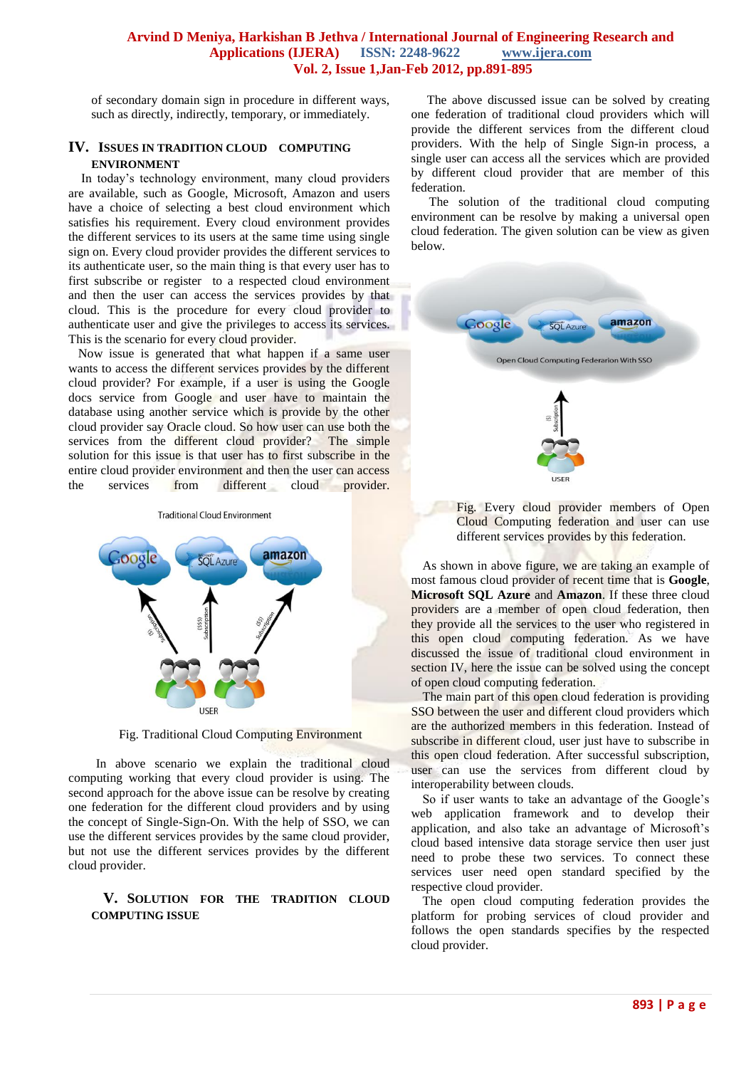of secondary domain sign in procedure in different ways, such as directly, indirectly, temporary, or immediately.

## IV. ISSUES IN TRADITION CLOUD COMPUTING ENVIRONMENT

In today's technology environment, many cloud providers are available, such as Google, Microsoft, Amazon and users have a choice of selecting a best cloud environment which satisfies his requirement. Every cloud environment provides the different services to its users at the same time using single sign on. Every cloud provider provides the different services to its authenticate user, so the main thing is that every user has to first subscribe or register to a respected cloud environment and then the user can access the services provides by that cloud. This is the procedure for every cloud provider to authenticate user and give the privileges to access its services. This is the scenario for every cloud provider.

Now issue is generated that what happen if a same user wants to access the different services provides by the different cloud provider? For example, if a user is using the Google docs service from Google and user have to maintain the database using another service which is provide by the other cloud provider say Oracle cloud. So how user can use both the services from the different cloud provider? The simple solution for this issue is that user has to first subscribe in the entire cloud provider environment and then the user can access the services from different cloud provider.

Fig. Traditional Cloud Computing Environment

In above scenario we explain the traditional cloud computing working that every cloud provider is using. The second approach for the above issue can be resolve by creating one federation for the different cloud providers and by using the concept of Single-Sign-On. With the help of SSO, we can use the different services provides by the same cloud provider, but not use the different services provides by the different cloud provider.

## V. SOLUTION FOR THE TRADITION CLOUD COMPUTING ISSUE

The above discussed issue can be solved by creating one federation of traditional cloud providers which will provide the different services from the different cloud providers. With the help of Single Sign-in process, a single user can access all the services which are provided by different cloud provider that are member of this federation.

The solution of the traditional cloud computing environment can be resolve by making a universal open cloud federation. The given solution can be view as given below.

Fig. Every cloud provider members of Open Cloud Computing federation and user can use different services provides by this federation.

As shown in above figure, we are taking an example of most famous cloud provider of recent time that is **Google**, **Microsoft SQL Azure** and **Amazon**. If these three cloud providers are a member of open cloud federation, then they provide all the services to the user who registered in this open cloud computing federation. As we have discussed the issue of traditional cloud environment in section IV, here the issue can be solved using the concept of open cloud computing federation.

The main part of this open cloud federation is providing SSO between the user and different cloud providers which are the authorized members in this federation. Instead of subscribe in different cloud, user just have to subscribe in this open cloud federation. After successful subscription, user can use the services from different cloud by interoperability between clouds.

So if user wants to take an advantage of the Google's web application framework and to develop their application, and also take an advantage of Microsoft's cloud based intensive data storage service then user just need to probe these two services. To connect these services user need open standard specified by the respective cloud provider.

The open cloud computing federation provides the platform for probing services of cloud provider and follows the open standards specifies by the respected cloud provider.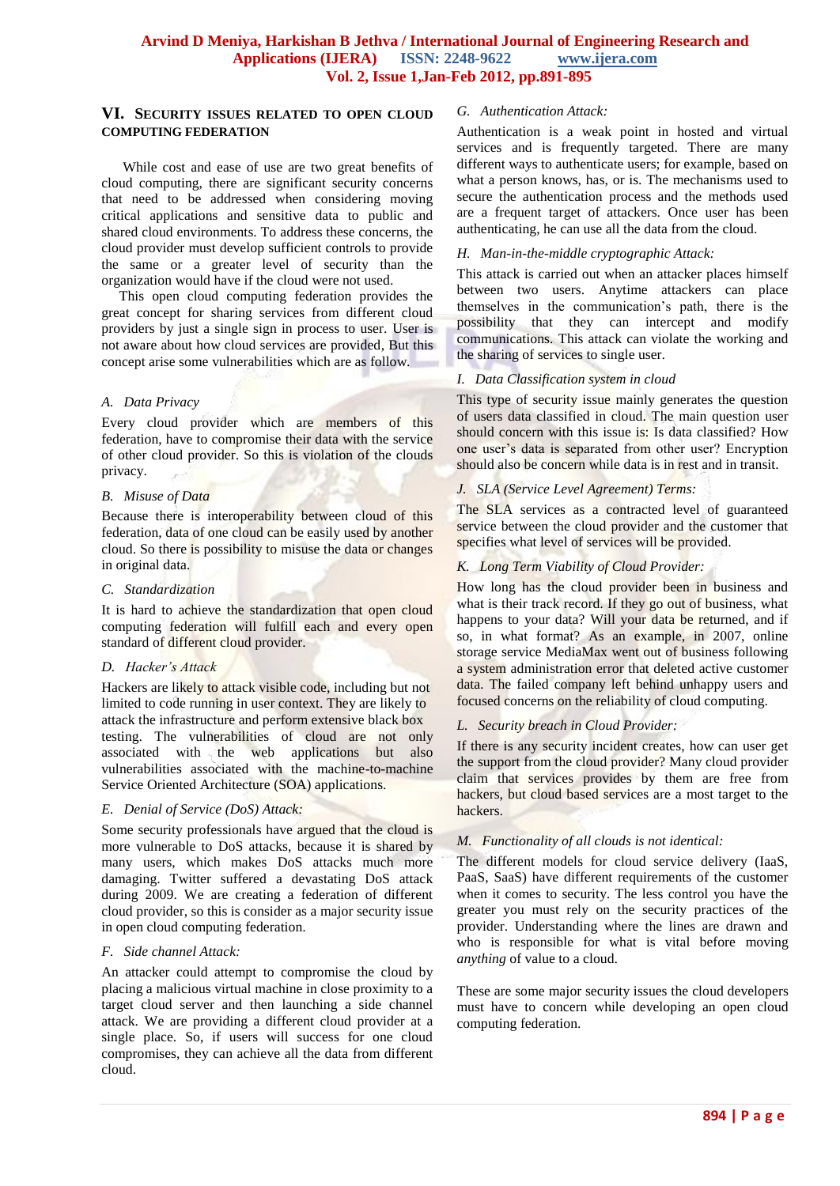## VI. Security issues related to open cloud computing federation

While cost and ease of use are two great benefits of cloud computing, there are significant security concerns that need to be addressed when considering moving critical applications and sensitive data to public and shared cloud environments. To address these concerns, the cloud provider must develop sufficient controls to provide the same or a greater level of security than the organization would have if the cloud were not used.

This open cloud computing federation provides the great concept for sharing services from different cloud providers by just a single sign in process to user. User is not aware about how cloud services are provided, But this concept arise some vulnerabilities which are as follow.

### *A. Data Privacy*

Every cloud provider which are members of this federation, have to compromise their data with the service of other cloud provider. So this is violation of the clouds privacy.

### *B. Misuse of Data*

Because there is interoperability between cloud of this federation, data of one cloud can be easily used by another cloud. So there is possibility to misuse the data or changes in original data.

### *C. Standardization*

It is hard to achieve the standardization that open cloud computing federation will fulfill each and every open standard of different cloud provider.

### *D. Hacker's Attack*

Hackers are likely to attack visible code, including but not limited to code running in user context. They are likely to attack the infrastructure and perform extensive black box testing. The vulnerabilities of cloud are not only associated with the web applications but also vulnerabilities associated with the machine-to-machine Service Oriented Architecture (SOA) applications.

### *E. Denial of Service (DoS) Attack:*

Some security professionals have argued that the cloud is more vulnerable to DoS attacks, because it is shared by many users, which makes DoS attacks much more damaging. Twitter suffered a devastating DoS attack during 2009. We are creating a federation of different cloud provider, so this is consider as a major security issue in open cloud computing federation.

### *F. Side channel Attack:*

An attacker could attempt to compromise the cloud by placing a malicious virtual machine in close proximity to a target cloud server and then launching a side channel attack. We are providing a different cloud provider at a single place. So, if users will success for one cloud compromises, they can achieve all the data from different cloud.

### *G. Authentication Attack:*

Authentication is a weak point in hosted and virtual services and is frequently targeted. There are many different ways to authenticate users; for example, based on what a person knows, has, or is. The mechanisms used to secure the authentication process and the methods used are a frequent target of attackers. Once user has been authenticating, he can use all the data from the cloud.

### *H. Man-in-the-middle cryptographic Attack:*

This attack is carried out when an attacker places himself between two users. Anytime attackers can place themselves in the communication's path, there is the possibility that they can intercept and modify communications. This attack can violate the working and the sharing of services to single user.

### *I. Data Classification system in cloud*

This type of security issue mainly generates the question of users data classified in cloud. The main question user should concern with this issue is: Is data classified? How one user's data is separated from other user? Encryption should also be concern while data is in rest and in transit.

### *J. SLA (Service Level Agreement) Terms:*

The SLA services as a contracted level of guaranteed service between the cloud provider and the customer that specifies what level of services will be provided.

### *K. Long Term Viability of Cloud Provider:*

How long has the cloud provider been in business and what is their track record. If they go out of business, what happens to your data? Will your data be returned, and if so, in what format? As an example, in 2007, online storage service MediaMax went out of business following a system administration error that deleted active customer data. The failed company left behind unhappy users and focused concerns on the reliability of cloud computing.

### *L. Security breach in Cloud Provider:*

If there is any security incident creates, how can user get the support from the cloud provider? Many cloud provider claim that services provides by them are free from hackers, but cloud based services are a most target to the hackers.

### *M. Functionality of all clouds is not identical:*

The different models for cloud service delivery (IaaS, PaaS, SaaS) have different requirements of the customer when it comes to security. The less control you have the greater you must rely on the security practices of the provider. Understanding where the lines are drawn and who is responsible for what is vital before moving *anything* of value to a cloud.

These are some major security issues the cloud developers must have to concern while developing an open cloud computing federation.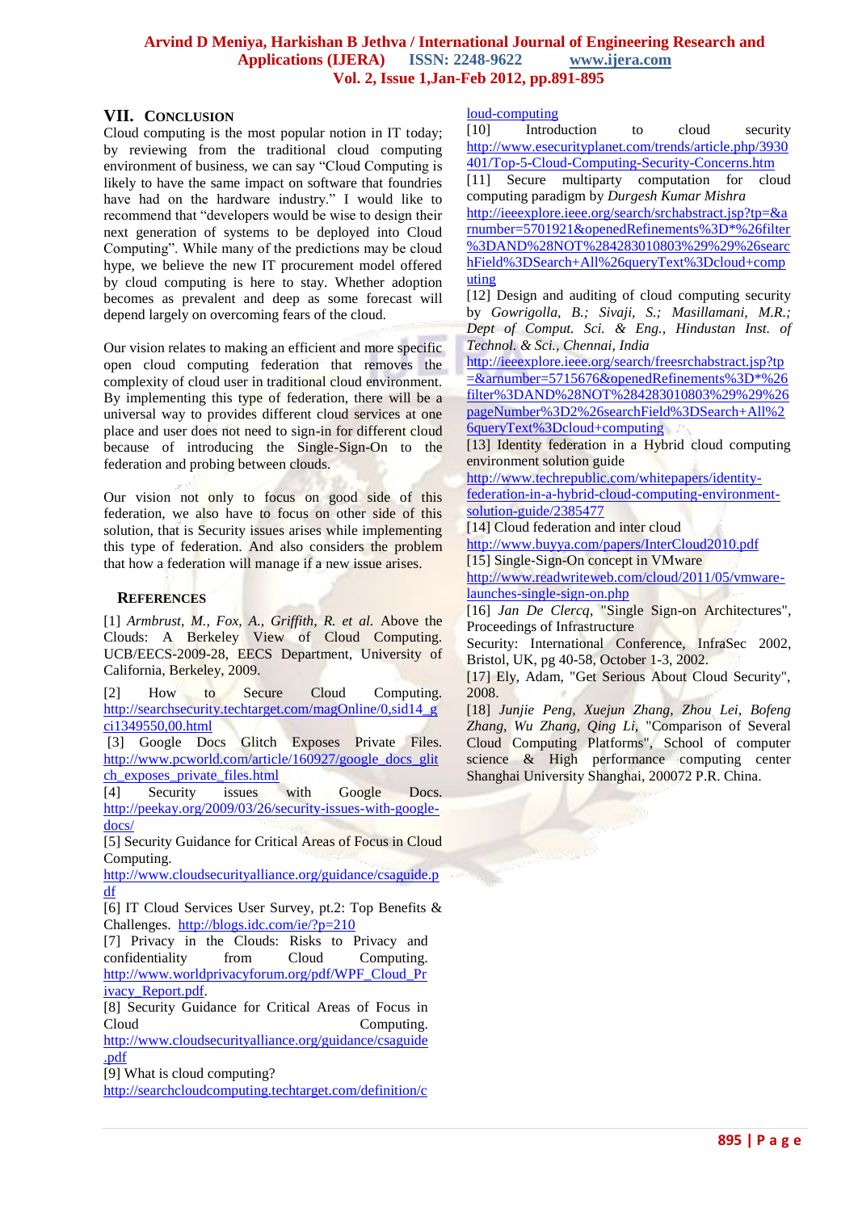## VII. Conclusion

Cloud computing is the most popular notion in IT today; by reviewing from the traditional cloud computing environment of business, we can say "Cloud Computing is likely to have the same impact on software that foundries have had on the hardware industry." I would like to recommend that "developers would be wise to design their next generation of systems to be deployed into Cloud Computing". While many of the predictions may be cloud hype, we believe the new IT procurement model offered by cloud computing is here to stay. Whether adoption becomes as prevalent and deep as some forecast will depend largely on overcoming fears of the cloud.

Our vision relates to making an efficient and more specific open cloud computing federation that removes the complexity of cloud user in traditional cloud environment. By implementing this type of federation, there will be a universal way to provides different cloud services at one place and user does not need to sign-in for different cloud because of introducing the Single-Sign-On to the federation and probing between clouds.

Our vision not only to focus on good side of this federation, we also have to focus on other side of this solution, that is Security issues arises while implementing this type of federation. And also considers the problem that how a federation will manage if a new issue arises.

## References

[1] *Armbrust, M., Fox, A., Griffith, R. et al.* Above the Clouds: A Berkeley View of Cloud Computing. UCB/EECS-2009-28, EECS Department, University of California, Berkeley, 2009.

[2] How to Secure Cloud Computing. http://searchsecurity.techtarget.com/magOnline/0,sid14_gci1349550,00.html

[3] Google Docs Glitch Exposes Private Files. http://www.pcworld.com/article/160927/google_docs_glitch_exposes_private_files.html

[4] Security issues with Google Docs. http://peekay.org/2009/03/26/security-issues-with-google-docs/

[5] Security Guidance for Critical Areas of Focus in Cloud Computing. http://www.cloudsecurityalliance.org/guidance/csaguide.pdf

[6] IT Cloud Services User Survey, pt.2: Top Benefits & Challenges. http://blogs.idc.com/ie/?p=210

[7] Privacy in the Clouds: Risks to Privacy and confidentiality from Cloud Computing. http://www.worldprivacyforum.org/pdf/WPF_Cloud_Privacy_Report.pdf.

[8] Security Guidance for Critical Areas of Focus in Cloud Computing. http://www.cloudsecurityalliance.org/guidance/csaguide.pdf

[9] What is cloud computing? http://searchcloudcomputing.techtarget.com/definition/cloud-computing

[10] Introduction to cloud security http://www.esecurityplanet.com/trends/article.php/3930401/Top-5-Cloud-Computing-Security-Concerns.htm

[11] Secure multiparty computation for cloud computing paradigm by *Durgesh Kumar Mishra* http://ieeexplore.ieee.org/search/srchabstract.jsp?tp=&arnumber=5701921&openedRefinements%3D*%26filter%3DAND%28NOT%284283010803%29%29%26searchField%3DSearch+All%26queryText%3Dcloud+computing

[12] Design and auditing of cloud computing security by *Gowrigolla, B.; Sivaji, S.; Masillamani, M.R.; Dept of Comput. Sci. & Eng., Hindustan Inst. of Technol. & Sci., Chennai, India* http://ieeexplore.ieee.org/search/freesrchabstract.jsp?tp=&arnumber=5715676&openedRefinements%3D*%26filter%3DAND%28NOT%284283010803%29%29%26pageNumber%3D2%26searchField%3DSearch+All%26queryText%3Dcloud+computing

[13] Identity federation in a Hybrid cloud computing environment solution guide http://www.techrepublic.com/whitepapers/identity-federation-in-a-hybrid-cloud-computing-environment-solution-guide/2385477

[14] Cloud federation and inter cloud http://www.buyya.com/papers/InterCloud2010.pdf

[15] Single-Sign-On concept in VMware http://www.readwriteweb.com/cloud/2011/05/vmware-launches-single-sign-on.php

[16] *Jan De Clercq*, "Single Sign-on Architectures", Proceedings of Infrastructure Security: International Conference, InfraSec 2002, Bristol, UK, pg 40-58, October 1-3, 2002.

[17] Ely, Adam, "Get Serious About Cloud Security", 2008.

[18] *Junjie Peng, Xuejun Zhang, Zhou Lei, Bofeng Zhang, Wu Zhang, Qing Li*, "Comparison of Several Cloud Computing Platforms", School of computer science & High performance computing center Shanghai University Shanghai, 200072 P.R. China.